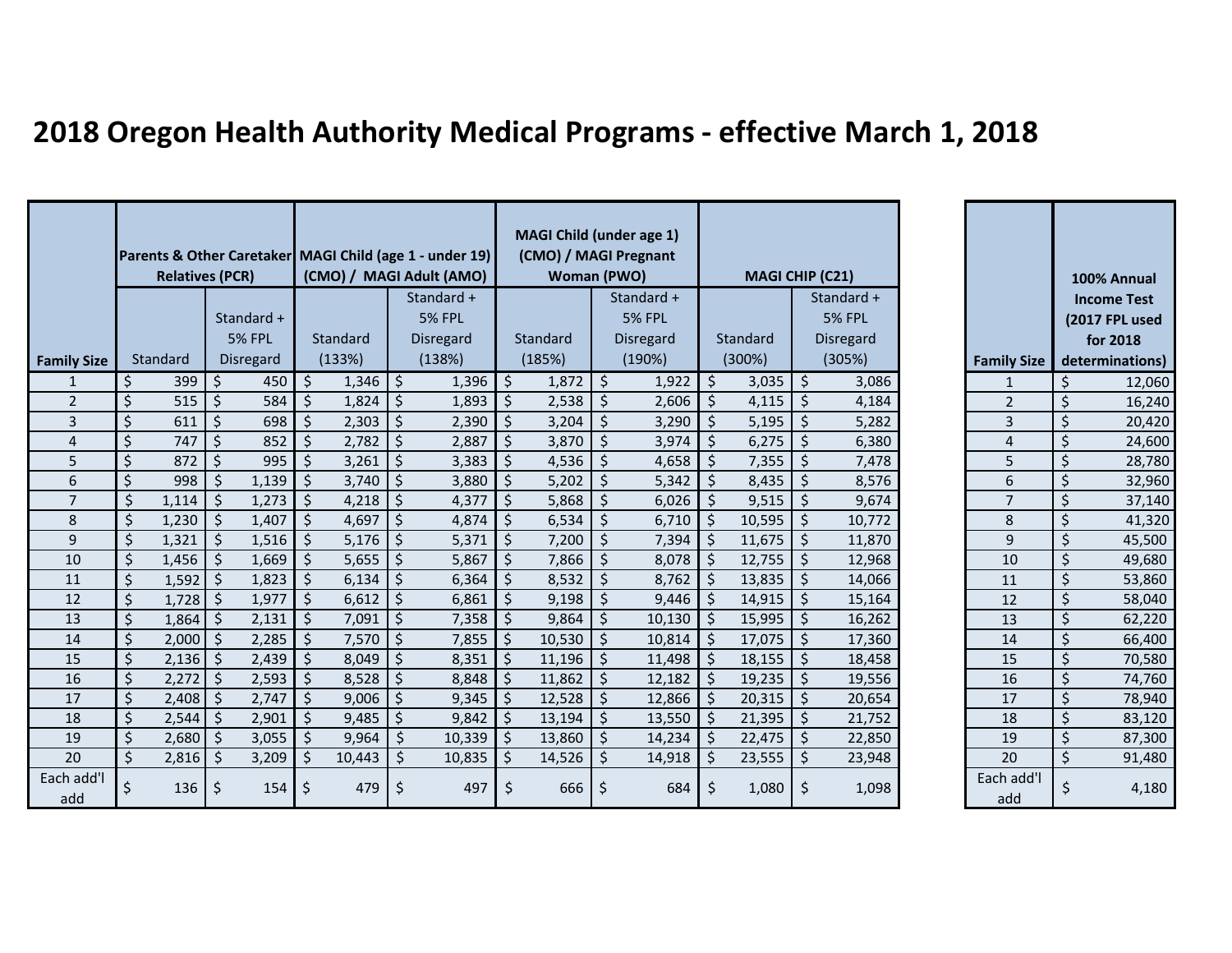# 2018 Oregon Health Authority Medical Programs - effective March 1, 2018

| Family Size | Parents & Other Caretaker Relatives (PCR) | | MAGI Child (age 1 - under 19) (CMO) / MAGI Adult (AMO) | | MAGI Child (under age 1) (CMO) / MAGI Pregnant Woman (PWO) | | MAGI CHIP (C21) | |
|---|---|---|---|---|---|---|---|---|
| | Standard | Standard + 5% FPL Disregard | Standard (133%) | Standard + 5% FPL Disregard (138%) | Standard (185%) | Standard + 5% FPL Disregard (190%) | Standard (300%) | Standard + 5% FPL Disregard (305%) |
| 1 | $ 399 | $ 450 | $ 1,346 | $ 1,396 | $ 1,872 | $ 1,922 | $ 3,035 | $ 3,086 |
| 2 | $ 515 | $ 584 | $ 1,824 | $ 1,893 | $ 2,538 | $ 2,606 | $ 4,115 | $ 4,184 |
| 3 | $ 611 | $ 698 | $ 2,303 | $ 2,390 | $ 3,204 | $ 3,290 | $ 5,195 | $ 5,282 |
| 4 | $ 747 | $ 852 | $ 2,782 | $ 2,887 | $ 3,870 | $ 3,974 | $ 6,275 | $ 6,380 |
| 5 | $ 872 | $ 995 | $ 3,261 | $ 3,383 | $ 4,536 | $ 4,658 | $ 7,355 | $ 7,478 |
| 6 | $ 998 | $ 1,139 | $ 3,740 | $ 3,880 | $ 5,202 | $ 5,342 | $ 8,435 | $ 8,576 |
| 7 | $ 1,114 | $ 1,273 | $ 4,218 | $ 4,377 | $ 5,868 | $ 6,026 | $ 9,515 | $ 9,674 |
| 8 | $ 1,230 | $ 1,407 | $ 4,697 | $ 4,874 | $ 6,534 | $ 6,710 | $ 10,595 | $ 10,772 |
| 9 | $ 1,321 | $ 1,516 | $ 5,176 | $ 5,371 | $ 7,200 | $ 7,394 | $ 11,675 | $ 11,870 |
| 10 | $ 1,456 | $ 1,669 | $ 5,655 | $ 5,867 | $ 7,866 | $ 8,078 | $ 12,755 | $ 12,968 |
| 11 | $ 1,592 | $ 1,823 | $ 6,134 | $ 6,364 | $ 8,532 | $ 8,762 | $ 13,835 | $ 14,066 |
| 12 | $ 1,728 | $ 1,977 | $ 6,612 | $ 6,861 | $ 9,198 | $ 9,446 | $ 14,915 | $ 15,164 |
| 13 | $ 1,864 | $ 2,131 | $ 7,091 | $ 7,358 | $ 9,864 | $ 10,130 | $ 15,995 | $ 16,262 |
| 14 | $ 2,000 | $ 2,285 | $ 7,570 | $ 7,855 | $ 10,530 | $ 10,814 | $ 17,075 | $ 17,360 |
| 15 | $ 2,136 | $ 2,439 | $ 8,049 | $ 8,351 | $ 11,196 | $ 11,498 | $ 18,155 | $ 18,458 |
| 16 | $ 2,272 | $ 2,593 | $ 8,528 | $ 8,848 | $ 11,862 | $ 12,182 | $ 19,235 | $ 19,556 |
| 17 | $ 2,408 | $ 2,747 | $ 9,006 | $ 9,345 | $ 12,528 | $ 12,866 | $ 20,315 | $ 20,654 |
| 18 | $ 2,544 | $ 2,901 | $ 9,485 | $ 9,842 | $ 13,194 | $ 13,550 | $ 21,395 | $ 21,752 |
| 19 | $ 2,680 | $ 3,055 | $ 9,964 | $ 10,339 | $ 13,860 | $ 14,234 | $ 22,475 | $ 22,850 |
| 20 | $ 2,816 | $ 3,209 | $ 10,443 | $ 10,835 | $ 14,526 | $ 14,918 | $ 23,555 | $ 23,948 |
| Each add'l add | $ 136 | $ 154 | $ 479 | $ 497 | $ 666 | $ 684 | $ 1,080 | $ 1,098 |

| Family Size | 100% Annual Income Test (2017 FPL used for 2018 determinations) |
|---|---|
| 1 | $ 12,060 |
| 2 | $ 16,240 |
| 3 | $ 20,420 |
| 4 | $ 24,600 |
| 5 | $ 28,780 |
| 6 | $ 32,960 |
| 7 | $ 37,140 |
| 8 | $ 41,320 |
| 9 | $ 45,500 |
| 10 | $ 49,680 |
| 11 | $ 53,860 |
| 12 | $ 58,040 |
| 13 | $ 62,220 |
| 14 | $ 66,400 |
| 15 | $ 70,580 |
| 16 | $ 74,760 |
| 17 | $ 78,940 |
| 18 | $ 83,120 |
| 19 | $ 87,300 |
| 20 | $ 91,480 |
| Each add'l add | $ 4,180 |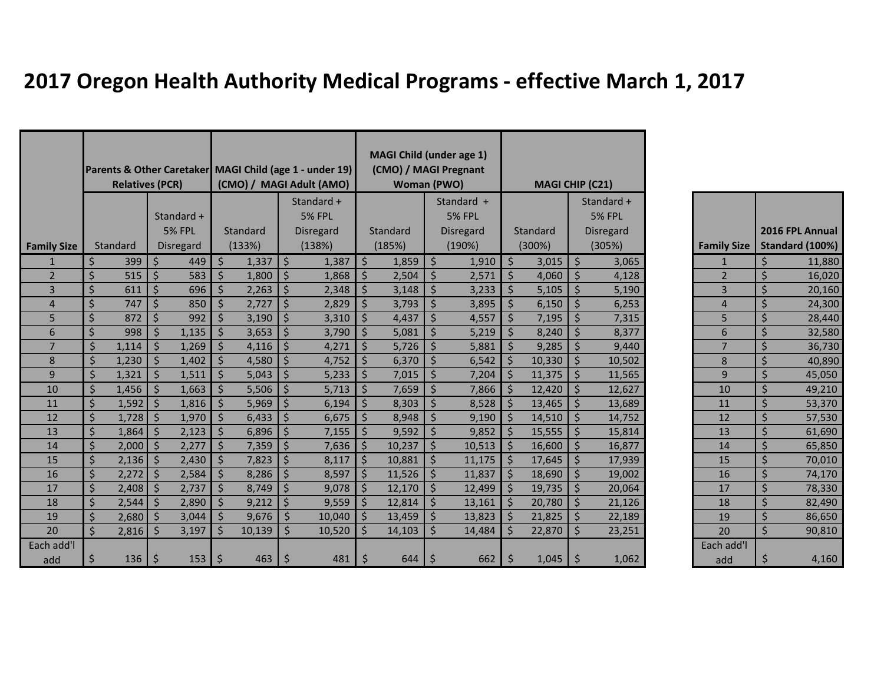# 2017 Oregon Health Authority Medical Programs - effective March 1, 2017

| Family Size | Parents & Other Caretaker Relatives (PCR) | | MAGI Child (age 1 - under 19) (CMO) / MAGI Adult (AMO) | | MAGI Child (under age 1) (CMO) / MAGI Pregnant Woman (PWO) | | MAGI CHIP (C21) | |
|---|---|---|---|---|---|---|---|---|
| | Standard | Standard + 5% FPL Disregard | Standard (133%) | Standard + 5% FPL Disregard (138%) | Standard (185%) | Standard + 5% FPL Disregard (190%) | Standard (300%) | Standard + 5% FPL Disregard (305%) |
| 1 | $ 399 | $ 449 | $ 1,337 | $ 1,387 | $ 1,859 | $ 1,910 | $ 3,015 | $ 3,065 |
| 2 | $ 515 | $ 583 | $ 1,800 | $ 1,868 | $ 2,504 | $ 2,571 | $ 4,060 | $ 4,128 |
| 3 | $ 611 | $ 696 | $ 2,263 | $ 2,348 | $ 3,148 | $ 3,233 | $ 5,105 | $ 5,190 |
| 4 | $ 747 | $ 850 | $ 2,727 | $ 2,829 | $ 3,793 | $ 3,895 | $ 6,150 | $ 6,253 |
| 5 | $ 872 | $ 992 | $ 3,190 | $ 3,310 | $ 4,437 | $ 4,557 | $ 7,195 | $ 7,315 |
| 6 | $ 998 | $ 1,135 | $ 3,653 | $ 3,790 | $ 5,081 | $ 5,219 | $ 8,240 | $ 8,377 |
| 7 | $ 1,114 | $ 1,269 | $ 4,116 | $ 4,271 | $ 5,726 | $ 5,881 | $ 9,285 | $ 9,440 |
| 8 | $ 1,230 | $ 1,402 | $ 4,580 | $ 4,752 | $ 6,370 | $ 6,542 | $ 10,330 | $ 10,502 |
| 9 | $ 1,321 | $ 1,511 | $ 5,043 | $ 5,233 | $ 7,015 | $ 7,204 | $ 11,375 | $ 11,565 |
| 10 | $ 1,456 | $ 1,663 | $ 5,506 | $ 5,713 | $ 7,659 | $ 7,866 | $ 12,420 | $ 12,627 |
| 11 | $ 1,592 | $ 1,816 | $ 5,969 | $ 6,194 | $ 8,303 | $ 8,528 | $ 13,465 | $ 13,689 |
| 12 | $ 1,728 | $ 1,970 | $ 6,433 | $ 6,675 | $ 8,948 | $ 9,190 | $ 14,510 | $ 14,752 |
| 13 | $ 1,864 | $ 2,123 | $ 6,896 | $ 7,155 | $ 9,592 | $ 9,852 | $ 15,555 | $ 15,814 |
| 14 | $ 2,000 | $ 2,277 | $ 7,359 | $ 7,636 | $ 10,237 | $ 10,513 | $ 16,600 | $ 16,877 |
| 15 | $ 2,136 | $ 2,430 | $ 7,823 | $ 8,117 | $ 10,881 | $ 11,175 | $ 17,645 | $ 17,939 |
| 16 | $ 2,272 | $ 2,584 | $ 8,286 | $ 8,597 | $ 11,526 | $ 11,837 | $ 18,690 | $ 19,002 |
| 17 | $ 2,408 | $ 2,737 | $ 8,749 | $ 9,078 | $ 12,170 | $ 12,499 | $ 19,735 | $ 20,064 |
| 18 | $ 2,544 | $ 2,890 | $ 9,212 | $ 9,559 | $ 12,814 | $ 13,161 | $ 20,780 | $ 21,126 |
| 19 | $ 2,680 | $ 3,044 | $ 9,676 | $ 10,040 | $ 13,459 | $ 13,823 | $ 21,825 | $ 22,189 |
| 20 | $ 2,816 | $ 3,197 | $ 10,139 | $ 10,520 | $ 14,103 | $ 14,484 | $ 22,870 | $ 23,251 |
| Each add'l add | $ 136 | $ 153 | $ 463 | $ 481 | $ 644 | $ 662 | $ 1,045 | $ 1,062 |

| Family Size | 2016 FPL Annual Standard (100%) |
|---|---|
| 1 | $ 11,880 |
| 2 | $ 16,020 |
| 3 | $ 20,160 |
| 4 | $ 24,300 |
| 5 | $ 28,440 |
| 6 | $ 32,580 |
| 7 | $ 36,730 |
| 8 | $ 40,890 |
| 9 | $ 45,050 |
| 10 | $ 49,210 |
| 11 | $ 53,370 |
| 12 | $ 57,530 |
| 13 | $ 61,690 |
| 14 | $ 65,850 |
| 15 | $ 70,010 |
| 16 | $ 74,170 |
| 17 | $ 78,330 |
| 18 | $ 82,490 |
| 19 | $ 86,650 |
| 20 | $ 90,810 |
| Each add'l add | $ 4,160 |